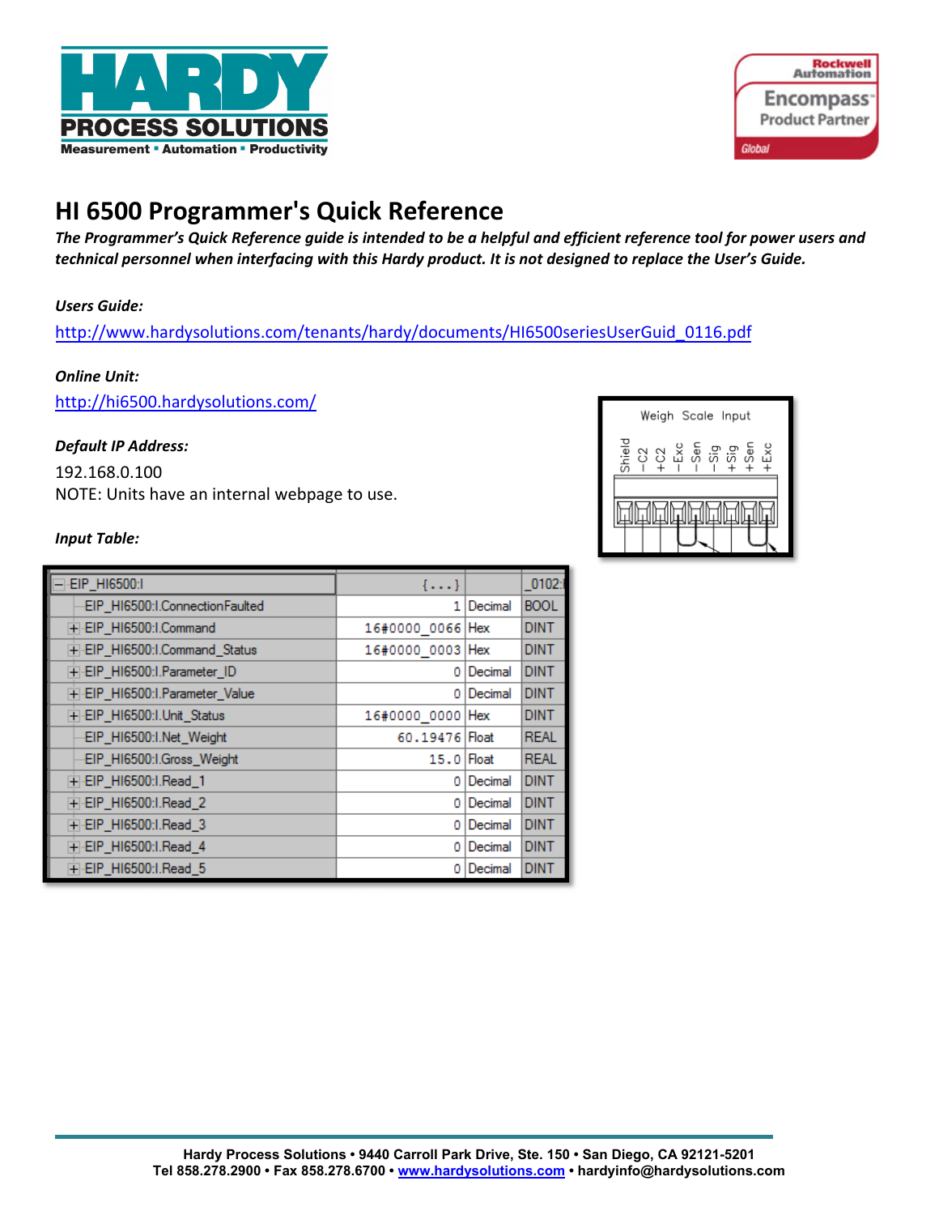# HI 6500 Programmer's Quick Reference

***The Programmer's Quick Reference guide is intended to be a helpful and efficient reference tool for power users and technical personnel when interfacing with this Hardy product. It is not designed to replace the User's Guide.***

***Users Guide:***

http://www.hardysolutions.com/tenants/hardy/documents/HI6500seriesUserGuid_0116.pdf

***Online Unit:***

http://hi6500.hardysolutions.com/

***Default IP Address:***

192.168.0.100

NOTE: Units have an internal webpage to use.

Weigh Scale Input

Shield, −C2, +C2, −Exc, −Sen, −Sig, +Sig, +Sen, +Exc

***Input Table:***

| EIP_HI6500:I | {...} | | _0102: |
|---|---|---|---|
| EIP_HI6500:I.ConnectionFaulted | 1 | Decimal | BOOL |
| EIP_HI6500:I.Command | 16#0000_0066 | Hex | DINT |
| EIP_HI6500:I.Command_Status | 16#0000_0003 | Hex | DINT |
| EIP_HI6500:I.Parameter_ID | 0 | Decimal | DINT |
| EIP_HI6500:I.Parameter_Value | 0 | Decimal | DINT |
| EIP_HI6500:I.Unit_Status | 16#0000_0000 | Hex | DINT |
| EIP_HI6500:I.Net_Weight | 60.19476 | Float | REAL |
| EIP_HI6500:I.Gross_Weight | 15.0 | Float | REAL |
| EIP_HI6500:I.Read_1 | 0 | Decimal | DINT |
| EIP_HI6500:I.Read_2 | 0 | Decimal | DINT |
| EIP_HI6500:I.Read_3 | 0 | Decimal | DINT |
| EIP_HI6500:I.Read_4 | 0 | Decimal | DINT |
| EIP_HI6500:I.Read_5 | 0 | Decimal | DINT |

**Hardy Process Solutions • 9440 Carroll Park Drive, Ste. 150 • San Diego, CA 92121-5201**
**Tel 858.278.2900 • Fax 858.278.6700 • www.hardysolutions.com • hardyinfo@hardysolutions.com**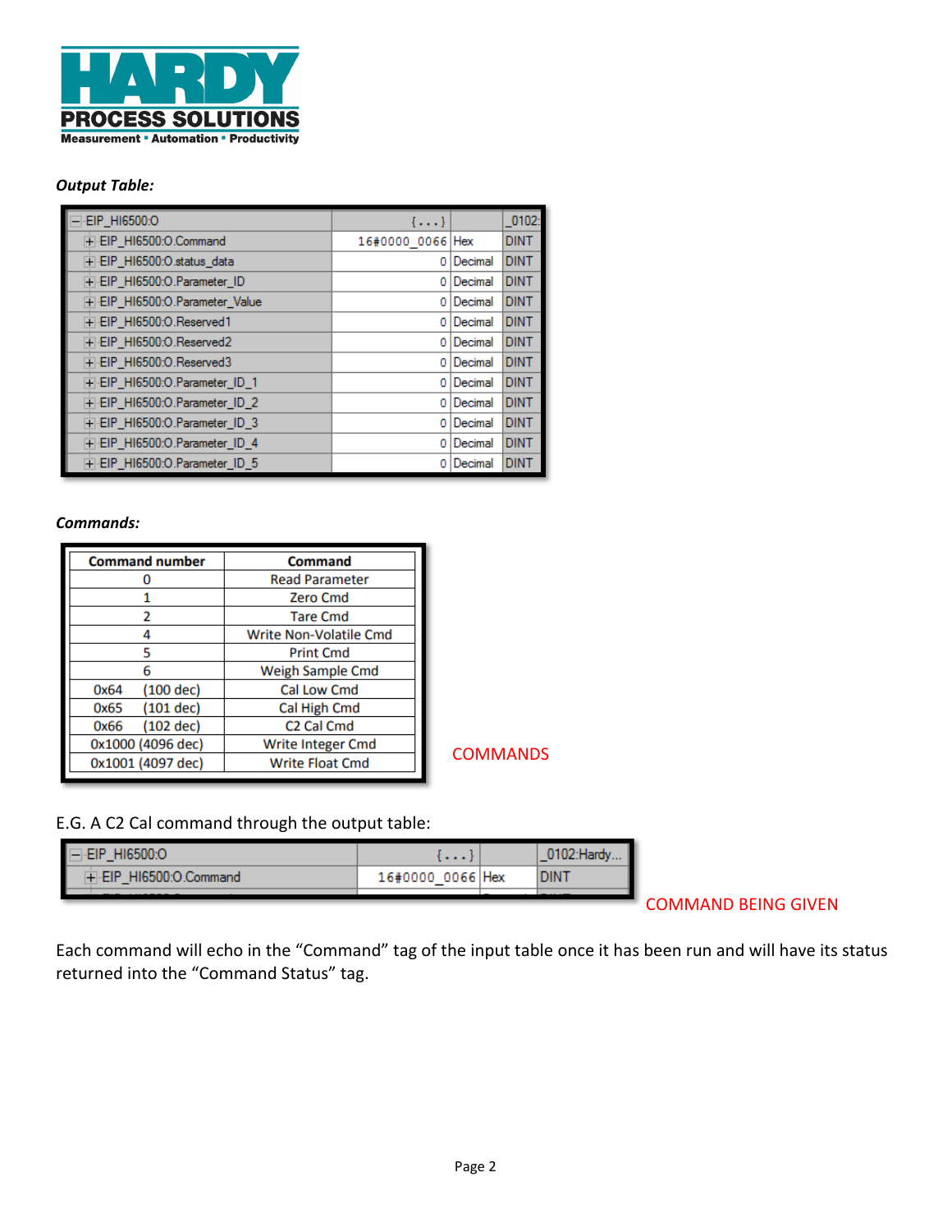*Output Table:*

| EIP_HI6500:O | {...} | | _0102: |
|---|---|---|---|
| EIP_HI6500:O.Command | 16#0000_0066 | Hex | DINT |
| EIP_HI6500:O.status_data | 0 | Decimal | DINT |
| EIP_HI6500:O.Parameter_ID | 0 | Decimal | DINT |
| EIP_HI6500:O.Parameter_Value | 0 | Decimal | DINT |
| EIP_HI6500:O.Reserved1 | 0 | Decimal | DINT |
| EIP_HI6500:O.Reserved2 | 0 | Decimal | DINT |
| EIP_HI6500:O.Reserved3 | 0 | Decimal | DINT |
| EIP_HI6500:O.Parameter_ID_1 | 0 | Decimal | DINT |
| EIP_HI6500:O.Parameter_ID_2 | 0 | Decimal | DINT |
| EIP_HI6500:O.Parameter_ID_3 | 0 | Decimal | DINT |
| EIP_HI6500:O.Parameter_ID_4 | 0 | Decimal | DINT |
| EIP_HI6500:O.Parameter_ID_5 | 0 | Decimal | DINT |

*Commands:*

| Command number | Command |
|---|---|
| 0 | Read Parameter |
| 1 | Zero Cmd |
| 2 | Tare Cmd |
| 4 | Write Non-Volatile Cmd |
| 5 | Print Cmd |
| 6 | Weigh Sample Cmd |
| 0x64 (100 dec) | Cal Low Cmd |
| 0x65 (101 dec) | Cal High Cmd |
| 0x66 (102 dec) | C2 Cal Cmd |
| 0x1000 (4096 dec) | Write Integer Cmd |
| 0x1001 (4097 dec) | Write Float Cmd |

COMMANDS

E.G. A C2 Cal command through the output table:

| EIP_HI6500:O | {...} | | _0102:Hardy... |
|---|---|---|---|
| EIP_HI6500:O.Command | 16#0000_0066 | Hex | DINT |

COMMAND BEING GIVEN

Each command will echo in the "Command" tag of the input table once it has been run and will have its status returned into the "Command Status" tag.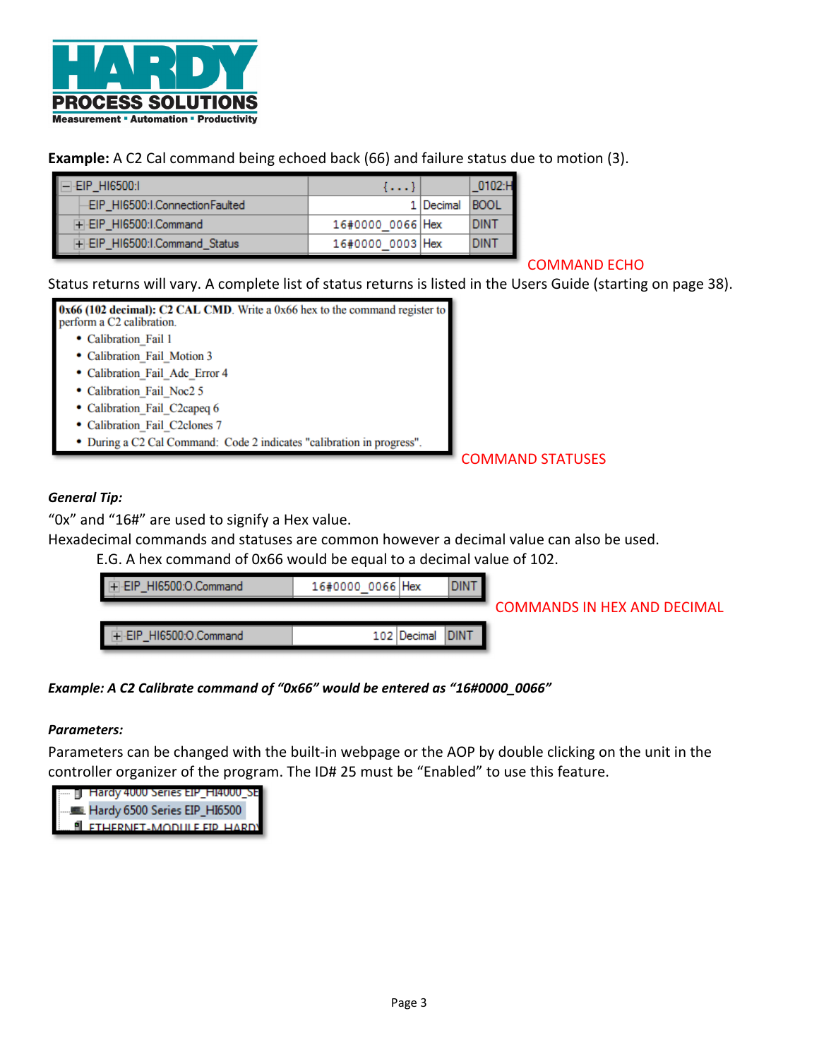**Example:** A C2 Cal command being echoed back (66) and failure status due to motion (3).

| EIP_HI6500:I | {...} | | _0102:H |
|---|---|---|---|
| EIP_HI6500:I.ConnectionFaulted | 1 | Decimal | BOOL |
| EIP_HI6500:I.Command | 16#0000_0066 | Hex | DINT |
| EIP_HI6500:I.Command_Status | 16#0000_0003 | Hex | DINT |

COMMAND ECHO

Status returns will vary. A complete list of status returns is listed in the Users Guide (starting on page 38).

**0x66 (102 decimal): C2 CAL CMD**. Write a 0x66 hex to the command register to perform a C2 calibration.

- Calibration_Fail 1
- Calibration_Fail_Motion 3
- Calibration_Fail_Adc_Error 4
- Calibration_Fail_Noc2 5
- Calibration_Fail_C2capeq 6
- Calibration_Fail_C2clones 7
- During a C2 Cal Command: Code 2 indicates "calibration in progress".

COMMAND STATUSES

***General Tip:***

"0x" and "16#" are used to signify a Hex value.

Hexadecimal commands and statuses are common however a decimal value can also be used.

E.G. A hex command of 0x66 would be equal to a decimal value of 102.

| EIP_HI6500:O.Command | 16#0000_0066 | Hex | DINT |
|---|---|---|---|

COMMANDS IN HEX AND DECIMAL

| EIP_HI6500:O.Command | 102 | Decimal | DINT |
|---|---|---|---|

***Example: A C2 Calibrate command of "0x66" would be entered as "16#0000_0066"***

***Parameters:***

Parameters can be changed with the built-in webpage or the AOP by double clicking on the unit in the controller organizer of the program. The ID# 25 must be "Enabled" to use this feature.

Hardy 4000 Series EIP_HI4000_SE
Hardy 6500 Series EIP_HI6500
ETHERNET-MODULE EIP_HARDY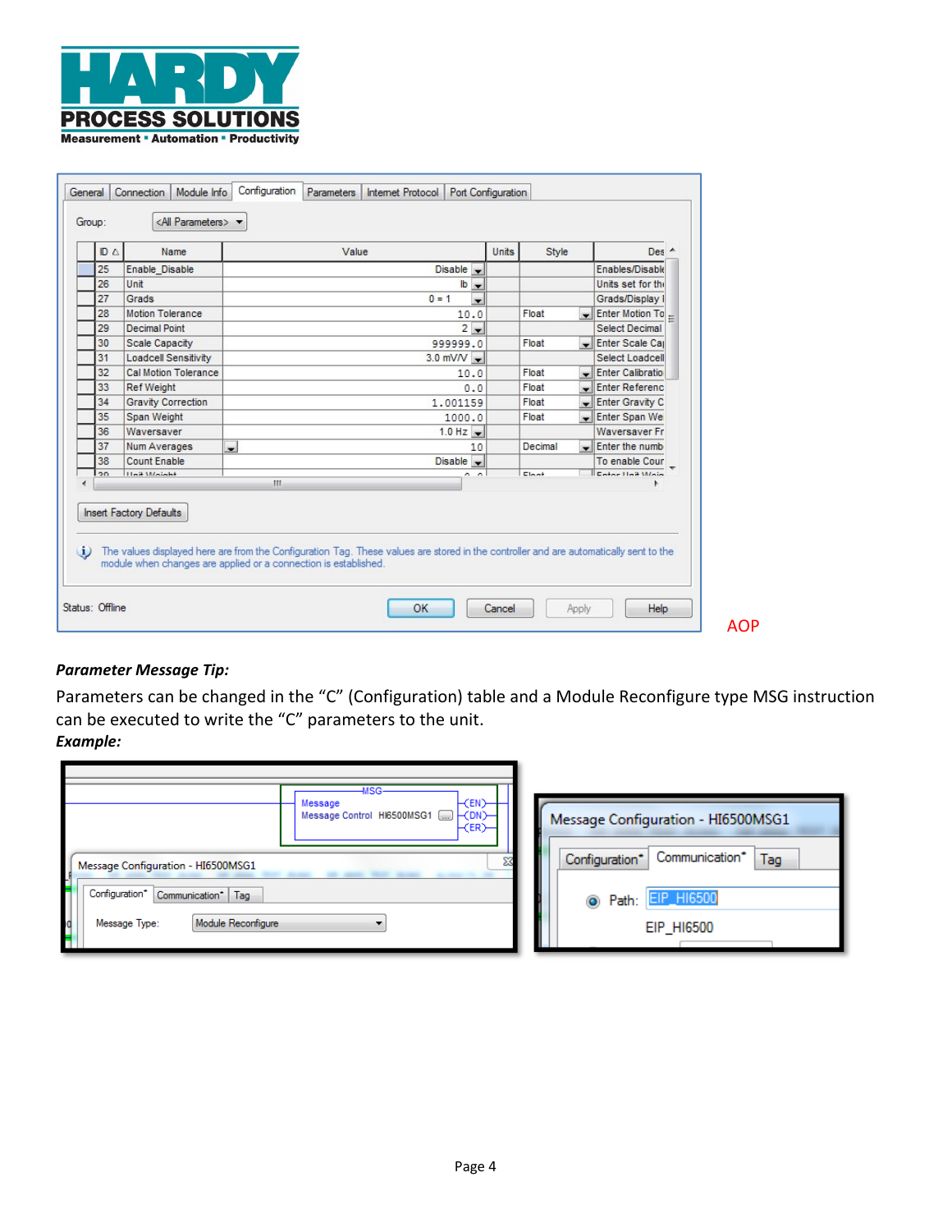| ID | Name | Value | Units | Style | Des |
| --- | --- | --- | --- | --- | --- |
| 25 | Enable_Disable | Disable | | | Enables/Disable |
| 26 | Unit | lb | | | Units set for the |
| 27 | Grads | 0 = 1 | | | Grads/Display I |
| 28 | Motion Tolerance | 10.0 | | Float | Enter Motion To |
| 29 | Decimal Point | 2 | | | Select Decimal |
| 30 | Scale Capacity | 999999.0 | | Float | Enter Scale Ca |
| 31 | Loadcell Sensitivity | 3.0 mV/V | | | Select Loadcell |
| 32 | Cal Motion Tolerance | 10.0 | | Float | Enter Calibratio |
| 33 | Ref Weight | 0.0 | | Float | Enter Referenc |
| 34 | Gravity Correction | 1.001159 | | Float | Enter Gravity C |
| 35 | Span Weight | 1000.0 | | Float | Enter Span We |
| 36 | Waversaver | 1.0 Hz | | | Waversaver Fr |
| 37 | Num Averages | 10 | | Decimal | Enter the numb |
| 38 | Count Enable | Disable | | | To enable Cour |

Insert Factory Defaults

The values displayed here are from the Configuration Tag. These values are stored in the controller and are automatically sent to the module when changes are applied or a connection is established.

Status: Offline

AOP

***Parameter Message Tip:***

Parameters can be changed in the "C" (Configuration) table and a Module Reconfigure type MSG instruction can be executed to write the "C" parameters to the unit.

***Example:***

MSG — Message — Message Control HI6500MSG1

Message Configuration - HI6500MSG1

Configuration* | Communication* | Tag

Message Type: Module Reconfigure

Message Configuration - HI6500MSG1

Configuration* | Communication* | Tag

Path: EIP_HI6500

EIP_HI6500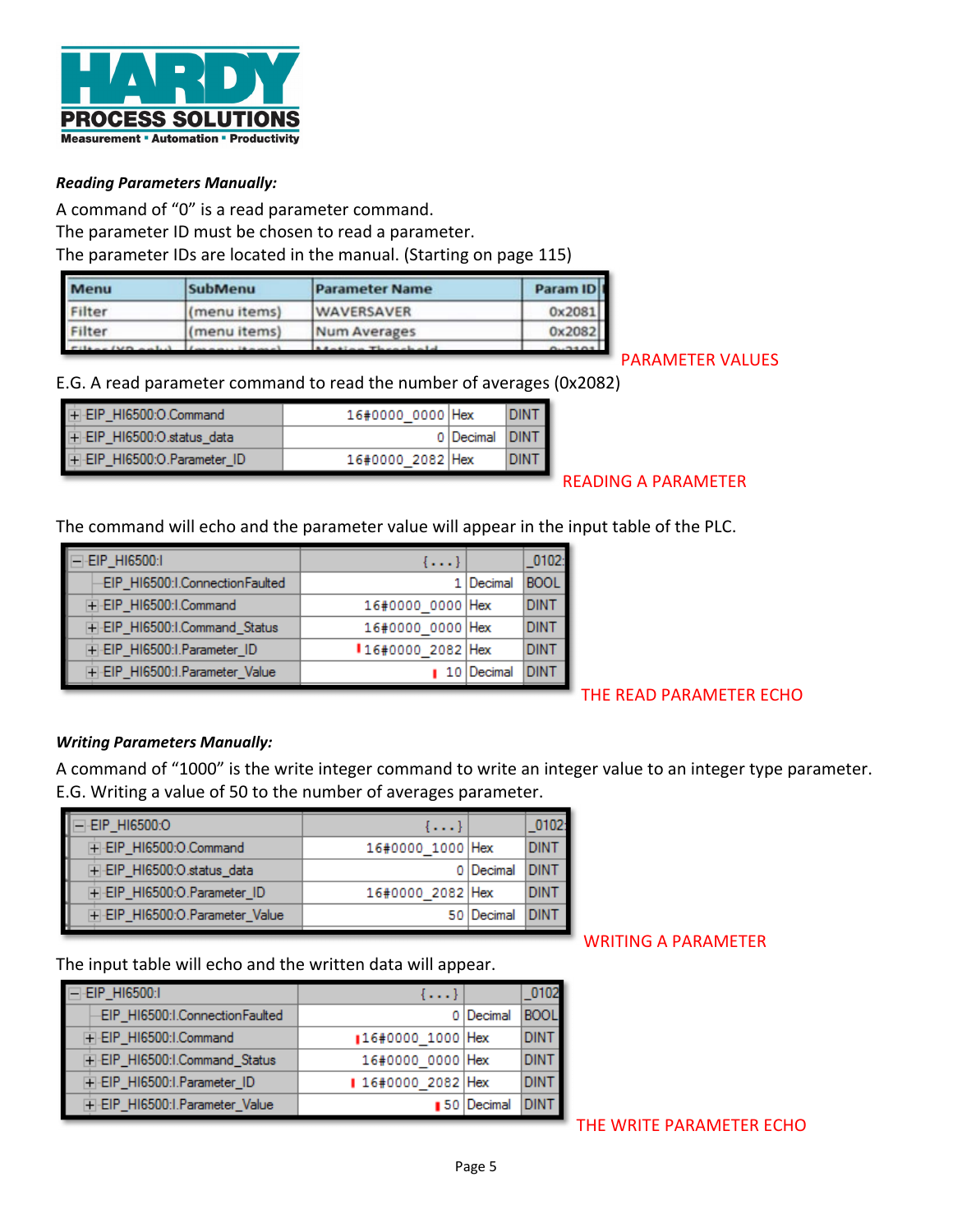**HARDY PROCESS SOLUTIONS**
Measurement • Automation • Productivity

***Reading Parameters Manually:***

A command of "0" is a read parameter command.
The parameter ID must be chosen to read a parameter.
The parameter IDs are located in the manual. (Starting on page 115)

| Menu | SubMenu | Parameter Name | Param ID |
|---|---|---|---|
| Filter | (menu items) | WAVERSAVER | 0x2081 |
| Filter | (menu items) | Num Averages | 0x2082 |

PARAMETER VALUES

E.G. A read parameter command to read the number of averages (0x2082)

| | | | |
|---|---|---|---|
| EIP_HI6500:O.Command | 16#0000_0000 | Hex | DINT |
| EIP_HI6500:O.status_data | 0 | Decimal | DINT |
| EIP_HI6500:O.Parameter_ID | 16#0000_2082 | Hex | DINT |

READING A PARAMETER

The command will echo and the parameter value will appear in the input table of the PLC.

| | | | |
|---|---|---|---|
| EIP_HI6500:I | {...} | | _0102 |
| EIP_HI6500:I.ConnectionFaulted | 1 | Decimal | BOOL |
| EIP_HI6500:I.Command | 16#0000_0000 | Hex | DINT |
| EIP_HI6500:I.Command_Status | 16#0000_0000 | Hex | DINT |
| EIP_HI6500:I.Parameter_ID | 16#0000_2082 | Hex | DINT |
| EIP_HI6500:I.Parameter_Value | 10 | Decimal | DINT |

THE READ PARAMETER ECHO

***Writing Parameters Manually:***

A command of "1000" is the write integer command to write an integer value to an integer type parameter.
E.G. Writing a value of 50 to the number of averages parameter.

| | | | |
|---|---|---|---|
| EIP_HI6500:O | {...} | | _0102 |
| EIP_HI6500:O.Command | 16#0000_1000 | Hex | DINT |
| EIP_HI6500:O.status_data | 0 | Decimal | DINT |
| EIP_HI6500:O.Parameter_ID | 16#0000_2082 | Hex | DINT |
| EIP_HI6500:O.Parameter_Value | 50 | Decimal | DINT |

WRITING A PARAMETER

The input table will echo and the written data will appear.

| | | | |
|---|---|---|---|
| EIP_HI6500:I | {...} | | _0102 |
| EIP_HI6500:I.ConnectionFaulted | 0 | Decimal | BOOL |
| EIP_HI6500:I.Command | 16#0000_1000 | Hex | DINT |
| EIP_HI6500:I.Command_Status | 16#0000_0000 | Hex | DINT |
| EIP_HI6500:I.Parameter_ID | 16#0000_2082 | Hex | DINT |
| EIP_HI6500:I.Parameter_Value | 50 | Decimal | DINT |

THE WRITE PARAMETER ECHO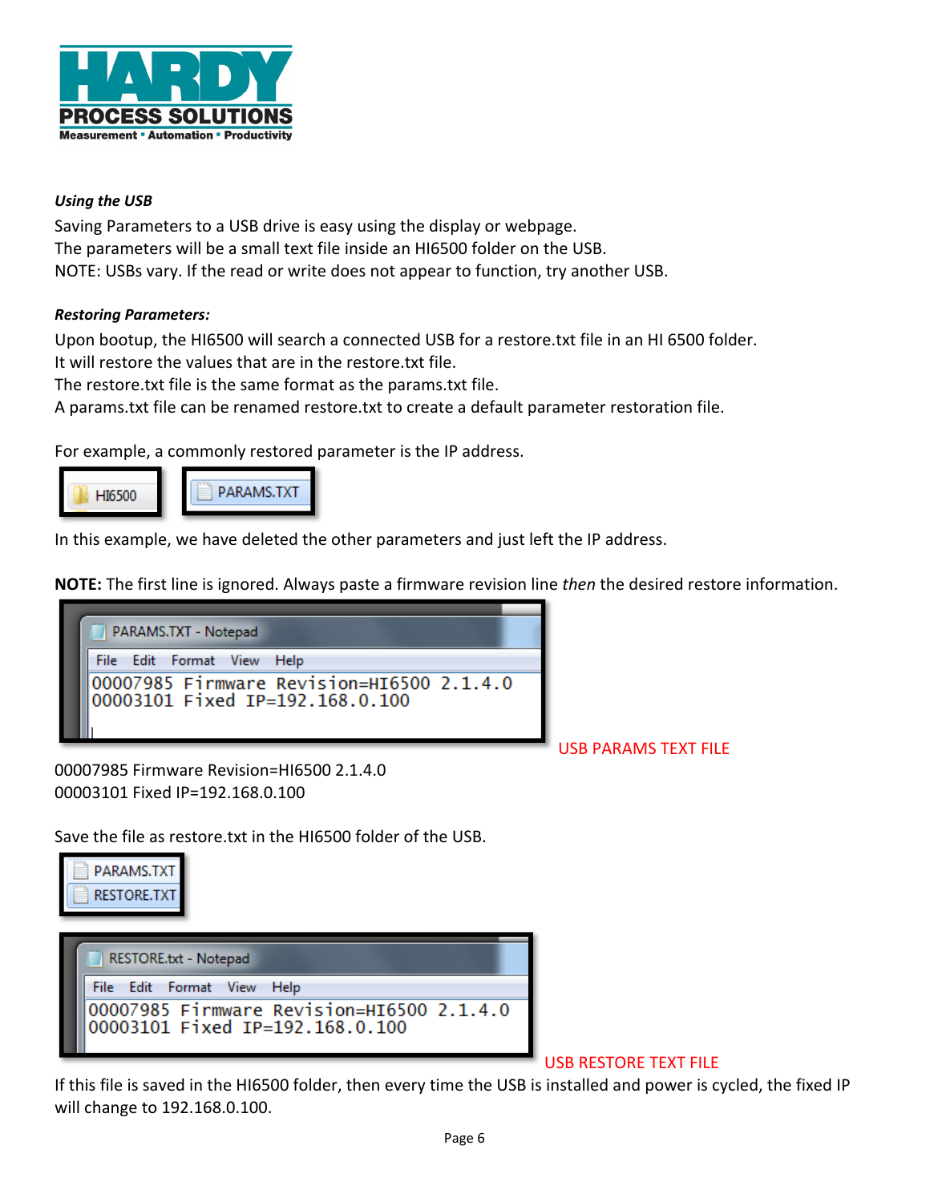*__Using the USB__*

Saving Parameters to a USB drive is easy using the display or webpage.
The parameters will be a small text file inside an HI6500 folder on the USB.
NOTE: USBs vary. If the read or write does not appear to function, try another USB.

*__Restoring Parameters:__*

Upon bootup, the HI6500 will search a connected USB for a restore.txt file in an HI 6500 folder.
It will restore the values that are in the restore.txt file.
The restore.txt file is the same format as the params.txt file.
A params.txt file can be renamed restore.txt to create a default parameter restoration file.

For example, a commonly restored parameter is the IP address.

HI6500 PARAMS.TXT

In this example, we have deleted the other parameters and just left the IP address.

**NOTE:** The first line is ignored. Always paste a firmware revision line *then* the desired restore information.

PARAMS.TXT - Notepad

File Edit Format View Help

```
00007985 Firmware Revision=HI6500 2.1.4.0
00003101 Fixed IP=192.168.0.100
```

USB PARAMS TEXT FILE

00007985 Firmware Revision=HI6500 2.1.4.0
00003101 Fixed IP=192.168.0.100

Save the file as restore.txt in the HI6500 folder of the USB.

PARAMS.TXT
RESTORE.TXT

RESTORE.txt - Notepad

File Edit Format View Help

```
00007985 Firmware Revision=HI6500 2.1.4.0
00003101 Fixed IP=192.168.0.100
```

USB RESTORE TEXT FILE

If this file is saved in the HI6500 folder, then every time the USB is installed and power is cycled, the fixed IP will change to 192.168.0.100.